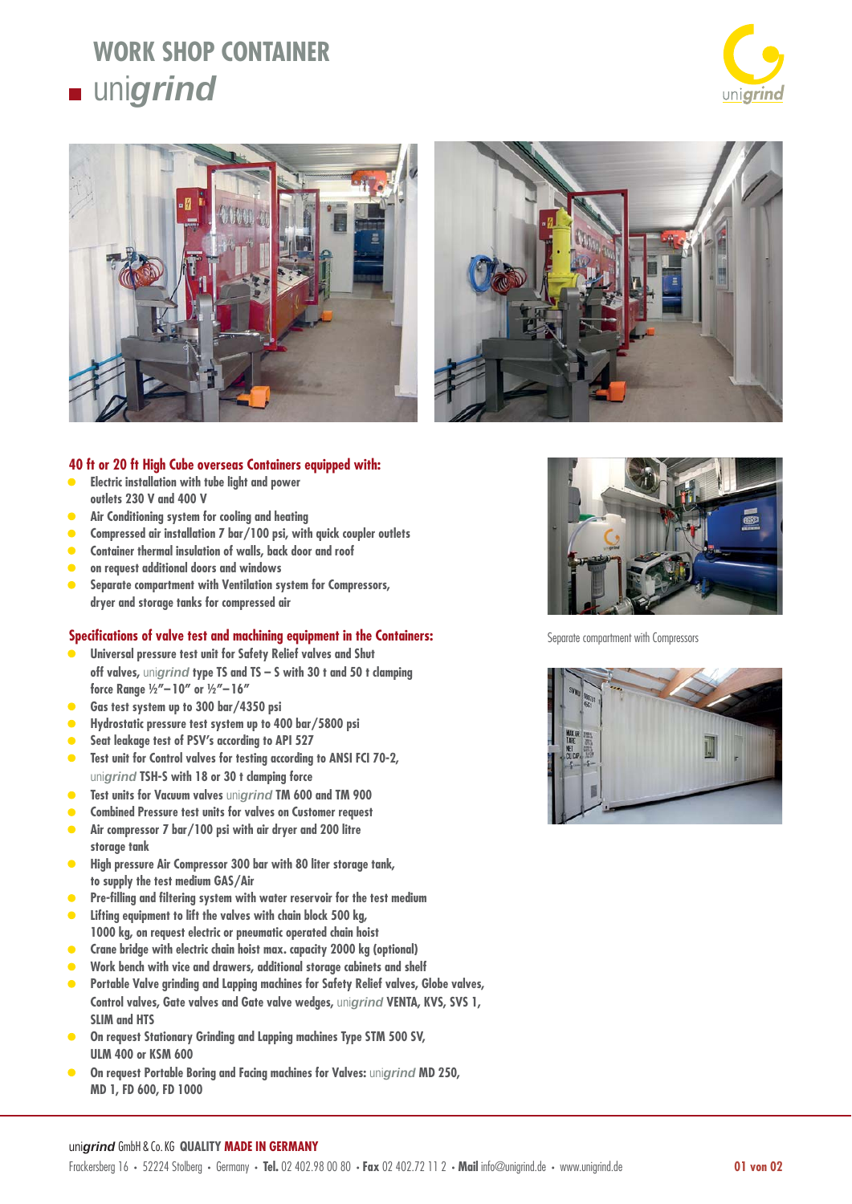# WORK SHOP CONTAINER

## unigrind

**40 ft or 20 ft High Cube overseas Containers equipped with:**

- Electric installation with tube light and power outlets 230 V and 400 V
- Air Conditioning system for cooling and heating
- Compressed air installation 7 bar/100 psi, with quick coupler outlets
- Container thermal insulation of walls, back door and roof
- on request additional doors and windows
- Separate compartment with Ventilation system for Compressors, dryer and storage tanks for compressed air

**Specifications of valve test and machining equipment in the Containers:**

- Universal pressure test unit for Safety Relief valves and Shut off valves, unigrind type TS and TS – S with 30 t and 50 t clamping force Range ½"– 10" or ½"– 16"
- Gas test system up to 300 bar/4350 psi
- Hydrostatic pressure test system up to 400 bar/5800 psi
- Seat leakage test of PSV's according to API 527
- Test unit for Control valves for testing according to ANSI FCI 70-2, unigrind TSH-S with 18 or 30 t clamping force
- Test units for Vacuum valves unigrind TM 600 and TM 900
- Combined Pressure test units for valves on Customer request
- Air compressor 7 bar/100 psi with air dryer and 200 litre storage tank
- High pressure Air Compressor 300 bar with 80 liter storage tank, to supply the test medium GAS/Air
- Pre-filling and filtering system with water reservoir for the test medium
- Lifting equipment to lift the valves with chain block 500 kg, 1000 kg, on request electric or pneumatic operated chain hoist
- Crane bridge with electric chain hoist max. capacity 2000 kg (optional)
- Work bench with vice and drawers, additional storage cabinets and shelf
- Portable Valve grinding and Lapping machines for Safety Relief valves, Globe valves, Control valves, Gate valves and Gate valve wedges, unigrind VENTA, KVS, SVS 1, SLIM and HTS
- On request Stationary Grinding and Lapping machines Type STM 500 SV, ULM 400 or KSM 600
- On request Portable Boring and Facing machines for Valves: unigrind MD 250, MD 1, FD 600, FD 1000

Separate compartment with Compressors

unigrind GmbH & Co. KG **QUALITY MADE IN GERMANY**

Frackersberg 16 • 52224 Stolberg • Germany • **Tel.** 02 402.98 00 80 • **Fax** 02 402.72 11 2 • **Mail** info@unigrind.de • www.unigrind.de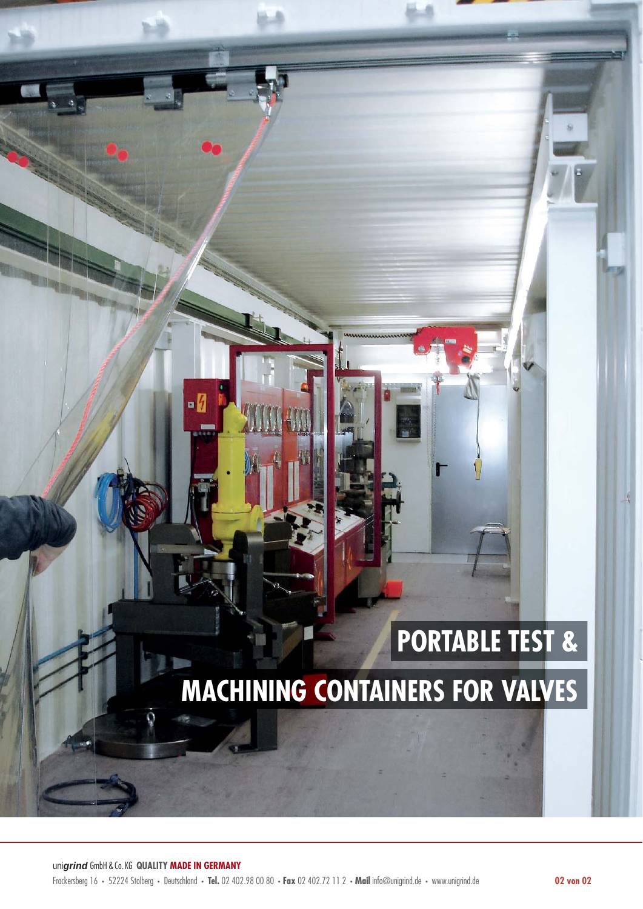# PORTABLE TEST & MACHINING CONTAINERS FOR VALVES

uni*grind* GmbH & Co. KG **QUALITY MADE IN GERMANY**

Frackersberg 16 • 52224 Stolberg • Deutschland • **Tel.** 02 402.98 00 80 • **Fax** 02 402.72 11 2 • **Mail** info@unigrind.de • www.unigrind.de